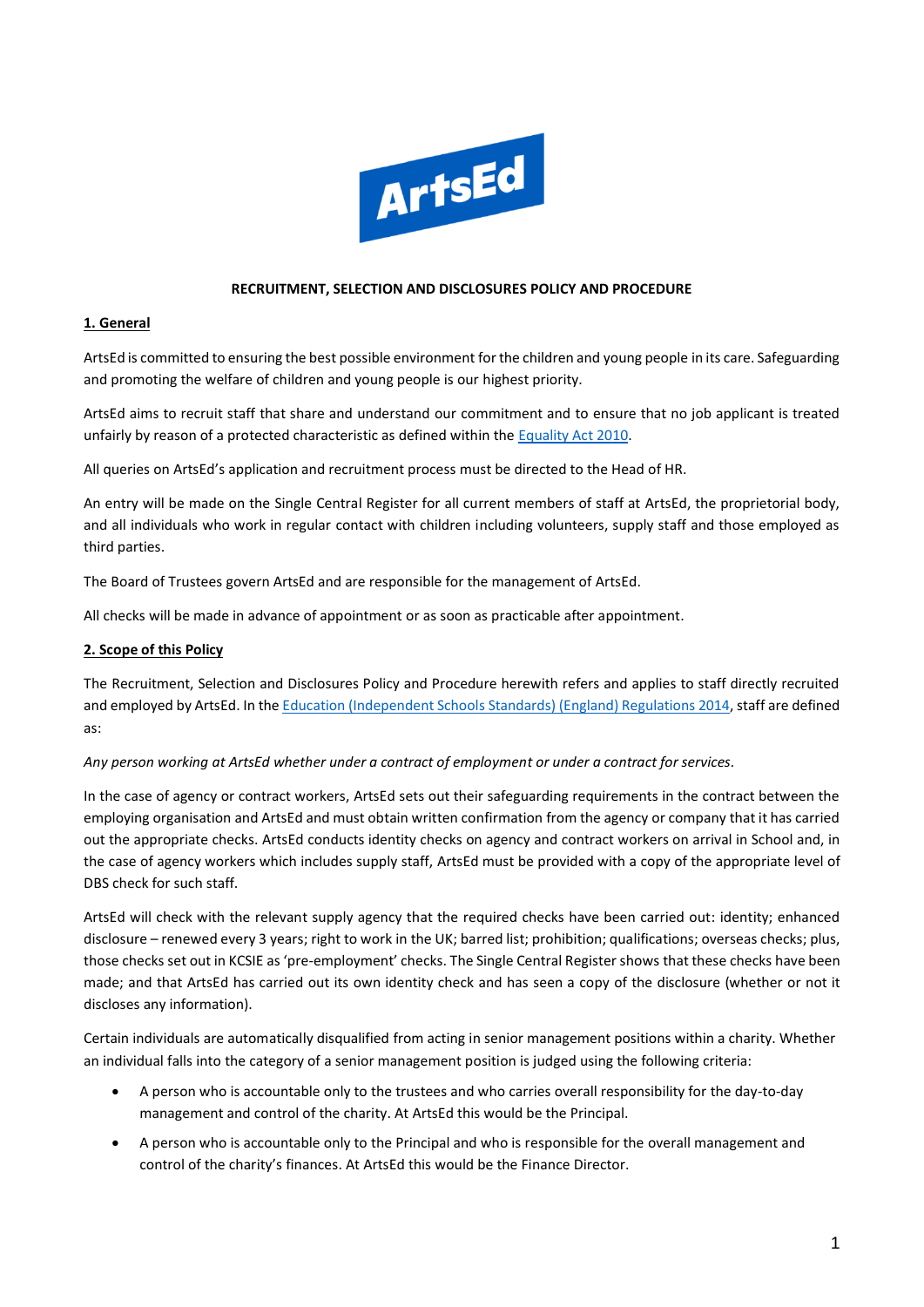# RECRUITMENT, SELECTION AND DISCLOSURES POLICY AND PROCEDURE

## 1. General

ArtsEd is committed to ensuring the best possible environment for the children and young people in its care. Safeguarding and promoting the welfare of children and young people is our highest priority.

ArtsEd aims to recruit staff that share and understand our commitment and to ensure that no job applicant is treated unfairly by reason of a protected characteristic as defined within the Equality Act 2010.

All queries on ArtsEd's application and recruitment process must be directed to the Head of HR.

An entry will be made on the Single Central Register for all current members of staff at ArtsEd, the proprietorial body, and all individuals who work in regular contact with children including volunteers, supply staff and those employed as third parties.

The Board of Trustees govern ArtsEd and are responsible for the management of ArtsEd.

All checks will be made in advance of appointment or as soon as practicable after appointment.

## 2. Scope of this Policy

The Recruitment, Selection and Disclosures Policy and Procedure herewith refers and applies to staff directly recruited and employed by ArtsEd. In the Education (Independent Schools Standards) (England) Regulations 2014, staff are defined as:

*Any person working at ArtsEd whether under a contract of employment or under a contract for services.*

In the case of agency or contract workers, ArtsEd sets out their safeguarding requirements in the contract between the employing organisation and ArtsEd and must obtain written confirmation from the agency or company that it has carried out the appropriate checks. ArtsEd conducts identity checks on agency and contract workers on arrival in School and, in the case of agency workers which includes supply staff, ArtsEd must be provided with a copy of the appropriate level of DBS check for such staff.

ArtsEd will check with the relevant supply agency that the required checks have been carried out: identity; enhanced disclosure – renewed every 3 years; right to work in the UK; barred list; prohibition; qualifications; overseas checks; plus, those checks set out in KCSIE as 'pre-employment' checks. The Single Central Register shows that these checks have been made; and that ArtsEd has carried out its own identity check and has seen a copy of the disclosure (whether or not it discloses any information).

Certain individuals are automatically disqualified from acting in senior management positions within a charity. Whether an individual falls into the category of a senior management position is judged using the following criteria:

- A person who is accountable only to the trustees and who carries overall responsibility for the day-to-day management and control of the charity. At ArtsEd this would be the Principal.
- A person who is accountable only to the Principal and who is responsible for the overall management and control of the charity's finances. At ArtsEd this would be the Finance Director.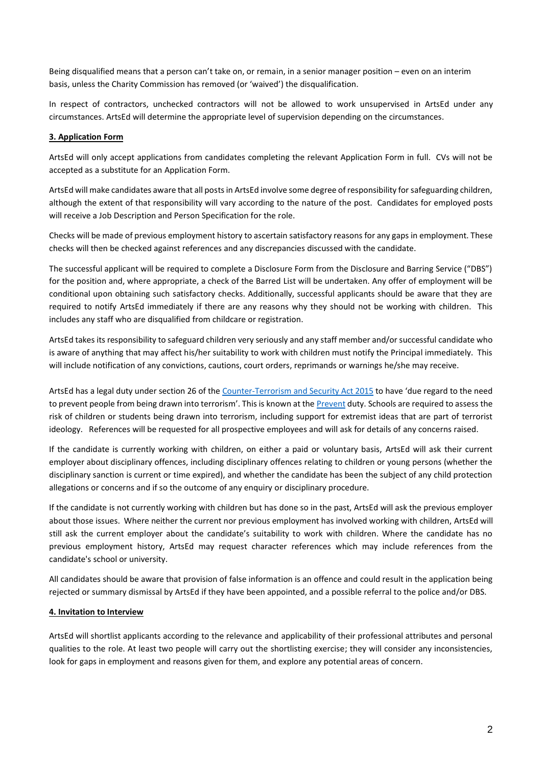Being disqualified means that a person can't take on, or remain, in a senior manager position – even on an interim basis, unless the Charity Commission has removed (or 'waived') the disqualification.

In respect of contractors, unchecked contractors will not be allowed to work unsupervised in ArtsEd under any circumstances. ArtsEd will determine the appropriate level of supervision depending on the circumstances.

## 3. Application Form

ArtsEd will only accept applications from candidates completing the relevant Application Form in full. CVs will not be accepted as a substitute for an Application Form.

ArtsEd will make candidates aware that all posts in ArtsEd involve some degree of responsibility for safeguarding children, although the extent of that responsibility will vary according to the nature of the post. Candidates for employed posts will receive a Job Description and Person Specification for the role.

Checks will be made of previous employment history to ascertain satisfactory reasons for any gaps in employment. These checks will then be checked against references and any discrepancies discussed with the candidate.

The successful applicant will be required to complete a Disclosure Form from the Disclosure and Barring Service ("DBS") for the position and, where appropriate, a check of the Barred List will be undertaken. Any offer of employment will be conditional upon obtaining such satisfactory checks. Additionally, successful applicants should be aware that they are required to notify ArtsEd immediately if there are any reasons why they should not be working with children. This includes any staff who are disqualified from childcare or registration.

ArtsEd takes its responsibility to safeguard children very seriously and any staff member and/or successful candidate who is aware of anything that may affect his/her suitability to work with children must notify the Principal immediately. This will include notification of any convictions, cautions, court orders, reprimands or warnings he/she may receive.

ArtsEd has a legal duty under section 26 of the Counter-Terrorism and Security Act 2015 to have 'due regard to the need to prevent people from being drawn into terrorism'. This is known at the Prevent duty. Schools are required to assess the risk of children or students being drawn into terrorism, including support for extremist ideas that are part of terrorist ideology. References will be requested for all prospective employees and will ask for details of any concerns raised.

If the candidate is currently working with children, on either a paid or voluntary basis, ArtsEd will ask their current employer about disciplinary offences, including disciplinary offences relating to children or young persons (whether the disciplinary sanction is current or time expired), and whether the candidate has been the subject of any child protection allegations or concerns and if so the outcome of any enquiry or disciplinary procedure.

If the candidate is not currently working with children but has done so in the past, ArtsEd will ask the previous employer about those issues. Where neither the current nor previous employment has involved working with children, ArtsEd will still ask the current employer about the candidate's suitability to work with children. Where the candidate has no previous employment history, ArtsEd may request character references which may include references from the candidate's school or university.

All candidates should be aware that provision of false information is an offence and could result in the application being rejected or summary dismissal by ArtsEd if they have been appointed, and a possible referral to the police and/or DBS.

## 4. Invitation to Interview

ArtsEd will shortlist applicants according to the relevance and applicability of their professional attributes and personal qualities to the role. At least two people will carry out the shortlisting exercise; they will consider any inconsistencies, look for gaps in employment and reasons given for them, and explore any potential areas of concern.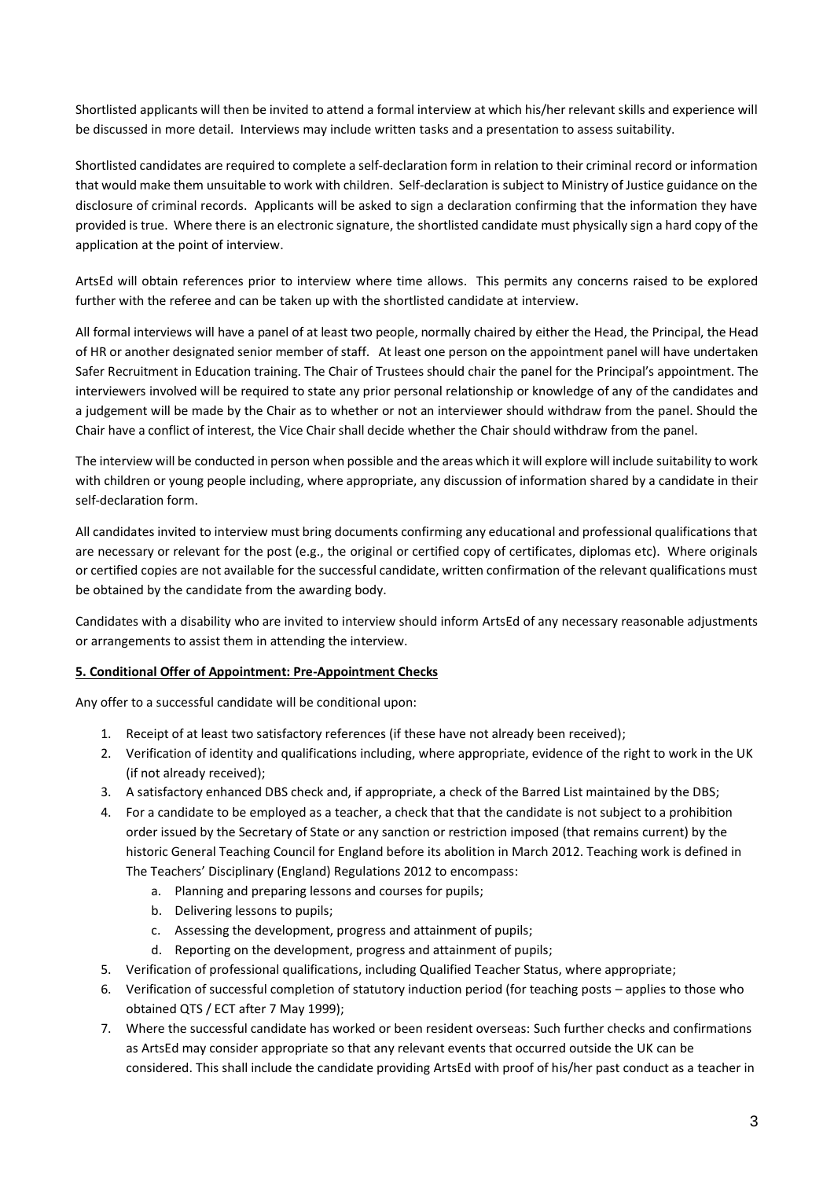Shortlisted applicants will then be invited to attend a formal interview at which his/her relevant skills and experience will be discussed in more detail. Interviews may include written tasks and a presentation to assess suitability.

Shortlisted candidates are required to complete a self-declaration form in relation to their criminal record or information that would make them unsuitable to work with children. Self-declaration is subject to Ministry of Justice guidance on the disclosure of criminal records. Applicants will be asked to sign a declaration confirming that the information they have provided is true. Where there is an electronic signature, the shortlisted candidate must physically sign a hard copy of the application at the point of interview.

ArtsEd will obtain references prior to interview where time allows. This permits any concerns raised to be explored further with the referee and can be taken up with the shortlisted candidate at interview.

All formal interviews will have a panel of at least two people, normally chaired by either the Head, the Principal, the Head of HR or another designated senior member of staff. At least one person on the appointment panel will have undertaken Safer Recruitment in Education training. The Chair of Trustees should chair the panel for the Principal's appointment. The interviewers involved will be required to state any prior personal relationship or knowledge of any of the candidates and a judgement will be made by the Chair as to whether or not an interviewer should withdraw from the panel. Should the Chair have a conflict of interest, the Vice Chair shall decide whether the Chair should withdraw from the panel.

The interview will be conducted in person when possible and the areas which it will explore will include suitability to work with children or young people including, where appropriate, any discussion of information shared by a candidate in their self-declaration form.

All candidates invited to interview must bring documents confirming any educational and professional qualifications that are necessary or relevant for the post (e.g., the original or certified copy of certificates, diplomas etc). Where originals or certified copies are not available for the successful candidate, written confirmation of the relevant qualifications must be obtained by the candidate from the awarding body.

Candidates with a disability who are invited to interview should inform ArtsEd of any necessary reasonable adjustments or arrangements to assist them in attending the interview.

**5. Conditional Offer of Appointment: Pre-Appointment Checks**

Any offer to a successful candidate will be conditional upon:

1. Receipt of at least two satisfactory references (if these have not already been received);
2. Verification of identity and qualifications including, where appropriate, evidence of the right to work in the UK (if not already received);
3. A satisfactory enhanced DBS check and, if appropriate, a check of the Barred List maintained by the DBS;
4. For a candidate to be employed as a teacher, a check that that the candidate is not subject to a prohibition order issued by the Secretary of State or any sanction or restriction imposed (that remains current) by the historic General Teaching Council for England before its abolition in March 2012. Teaching work is defined in The Teachers' Disciplinary (England) Regulations 2012 to encompass:
    a. Planning and preparing lessons and courses for pupils;
    b. Delivering lessons to pupils;
    c. Assessing the development, progress and attainment of pupils;
    d. Reporting on the development, progress and attainment of pupils;
5. Verification of professional qualifications, including Qualified Teacher Status, where appropriate;
6. Verification of successful completion of statutory induction period (for teaching posts – applies to those who obtained QTS / ECT after 7 May 1999);
7. Where the successful candidate has worked or been resident overseas: Such further checks and confirmations as ArtsEd may consider appropriate so that any relevant events that occurred outside the UK can be considered. This shall include the candidate providing ArtsEd with proof of his/her past conduct as a teacher in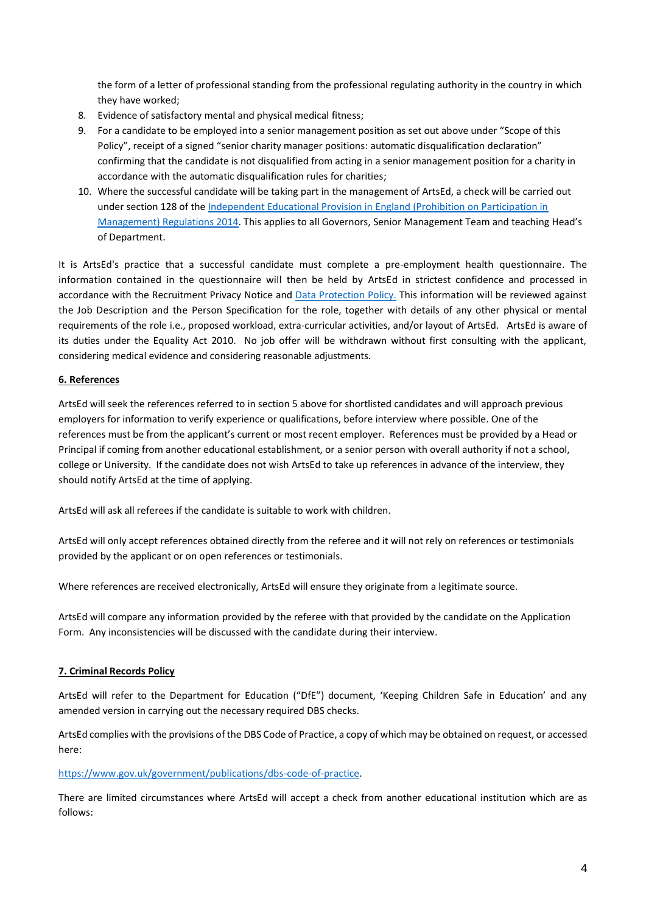the form of a letter of professional standing from the professional regulating authority in the country in which they have worked;

8. Evidence of satisfactory mental and physical medical fitness;
9. For a candidate to be employed into a senior management position as set out above under "Scope of this Policy", receipt of a signed "senior charity manager positions: automatic disqualification declaration" confirming that the candidate is not disqualified from acting in a senior management position for a charity in accordance with the automatic disqualification rules for charities;
10. Where the successful candidate will be taking part in the management of ArtsEd, a check will be carried out under section 128 of the [Independent Educational Provision in England (Prohibition on Participation in Management) Regulations 2014](). This applies to all Governors, Senior Management Team and teaching Head's of Department.

It is ArtsEd's practice that a successful candidate must complete a pre-employment health questionnaire. The information contained in the questionnaire will then be held by ArtsEd in strictest confidence and processed in accordance with the Recruitment Privacy Notice and [Data Protection Policy.]() This information will be reviewed against the Job Description and the Person Specification for the role, together with details of any other physical or mental requirements of the role i.e., proposed workload, extra-curricular activities, and/or layout of ArtsEd. ArtsEd is aware of its duties under the Equality Act 2010. No job offer will be withdrawn without first consulting with the applicant, considering medical evidence and considering reasonable adjustments.

## 6. References

ArtsEd will seek the references referred to in section 5 above for shortlisted candidates and will approach previous employers for information to verify experience or qualifications, before interview where possible. One of the references must be from the applicant's current or most recent employer. References must be provided by a Head or Principal if coming from another educational establishment, or a senior person with overall authority if not a school, college or University. If the candidate does not wish ArtsEd to take up references in advance of the interview, they should notify ArtsEd at the time of applying.

ArtsEd will ask all referees if the candidate is suitable to work with children.

ArtsEd will only accept references obtained directly from the referee and it will not rely on references or testimonials provided by the applicant or on open references or testimonials.

Where references are received electronically, ArtsEd will ensure they originate from a legitimate source.

ArtsEd will compare any information provided by the referee with that provided by the candidate on the Application Form. Any inconsistencies will be discussed with the candidate during their interview.

## 7. Criminal Records Policy

ArtsEd will refer to the Department for Education ("DfE") document, 'Keeping Children Safe in Education' and any amended version in carrying out the necessary required DBS checks.

ArtsEd complies with the provisions of the DBS Code of Practice, a copy of which may be obtained on request, or accessed here:

https://www.gov.uk/government/publications/dbs-code-of-practice.

There are limited circumstances where ArtsEd will accept a check from another educational institution which are as follows: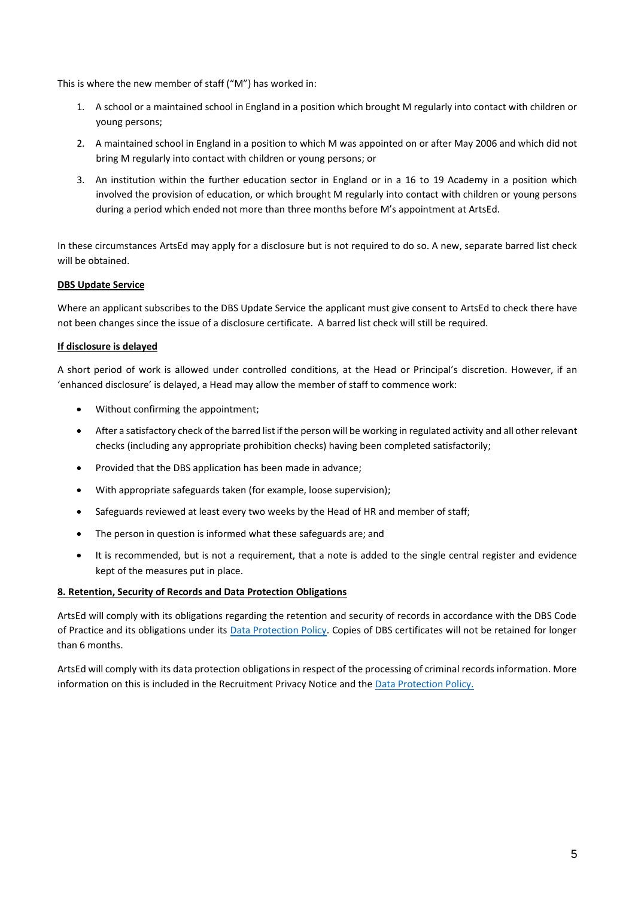This is where the new member of staff ("M") has worked in:

1. A school or a maintained school in England in a position which brought M regularly into contact with children or young persons;
2. A maintained school in England in a position to which M was appointed on or after May 2006 and which did not bring M regularly into contact with children or young persons; or
3. An institution within the further education sector in England or in a 16 to 19 Academy in a position which involved the provision of education, or which brought M regularly into contact with children or young persons during a period which ended not more than three months before M's appointment at ArtsEd.

In these circumstances ArtsEd may apply for a disclosure but is not required to do so. A new, separate barred list check will be obtained.

**DBS Update Service**

Where an applicant subscribes to the DBS Update Service the applicant must give consent to ArtsEd to check there have not been changes since the issue of a disclosure certificate. A barred list check will still be required.

**If disclosure is delayed**

A short period of work is allowed under controlled conditions, at the Head or Principal's discretion. However, if an 'enhanced disclosure' is delayed, a Head may allow the member of staff to commence work:

- Without confirming the appointment;
- After a satisfactory check of the barred list if the person will be working in regulated activity and all other relevant checks (including any appropriate prohibition checks) having been completed satisfactorily;
- Provided that the DBS application has been made in advance;
- With appropriate safeguards taken (for example, loose supervision);
- Safeguards reviewed at least every two weeks by the Head of HR and member of staff;
- The person in question is informed what these safeguards are; and
- It is recommended, but is not a requirement, that a note is added to the single central register and evidence kept of the measures put in place.

## 8. Retention, Security of Records and Data Protection Obligations

ArtsEd will comply with its obligations regarding the retention and security of records in accordance with the DBS Code of Practice and its obligations under its Data Protection Policy. Copies of DBS certificates will not be retained for longer than 6 months.

ArtsEd will comply with its data protection obligations in respect of the processing of criminal records information. More information on this is included in the Recruitment Privacy Notice and the Data Protection Policy.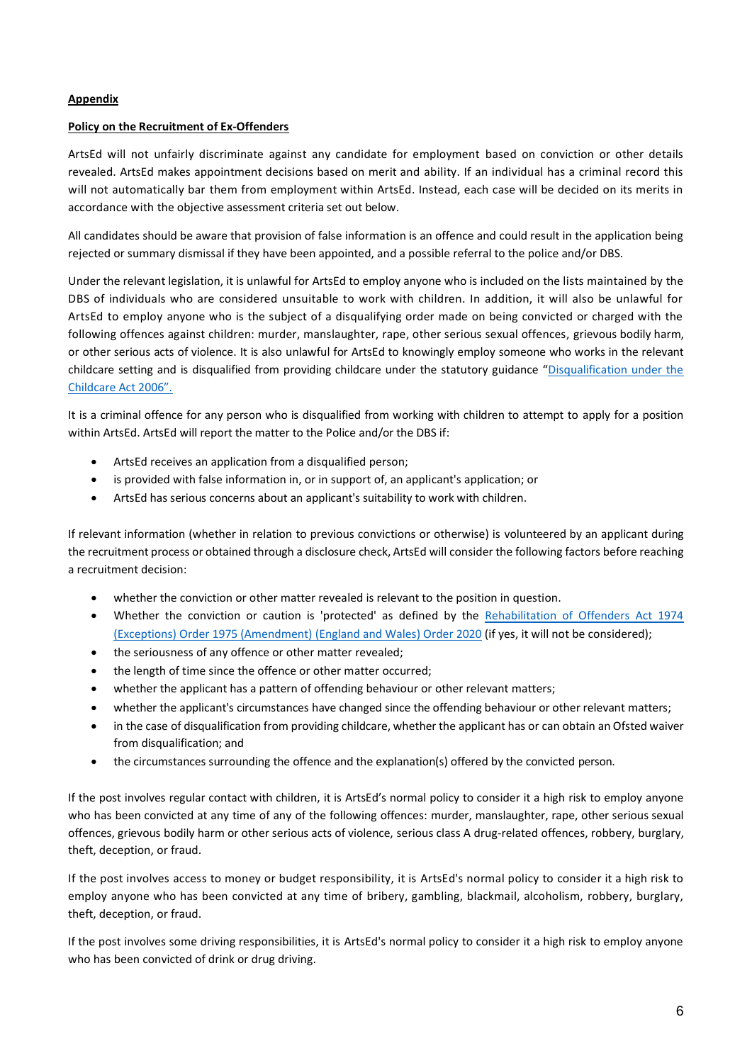**Appendix**

**Policy on the Recruitment of Ex-Offenders**

ArtsEd will not unfairly discriminate against any candidate for employment based on conviction or other details revealed. ArtsEd makes appointment decisions based on merit and ability. If an individual has a criminal record this will not automatically bar them from employment within ArtsEd. Instead, each case will be decided on its merits in accordance with the objective assessment criteria set out below.

All candidates should be aware that provision of false information is an offence and could result in the application being rejected or summary dismissal if they have been appointed, and a possible referral to the police and/or DBS.

Under the relevant legislation, it is unlawful for ArtsEd to employ anyone who is included on the lists maintained by the DBS of individuals who are considered unsuitable to work with children. In addition, it will also be unlawful for ArtsEd to employ anyone who is the subject of a disqualifying order made on being convicted or charged with the following offences against children: murder, manslaughter, rape, other serious sexual offences, grievous bodily harm, or other serious acts of violence. It is also unlawful for ArtsEd to knowingly employ someone who works in the relevant childcare setting and is disqualified from providing childcare under the statutory guidance "Disqualification under the Childcare Act 2006".

It is a criminal offence for any person who is disqualified from working with children to attempt to apply for a position within ArtsEd. ArtsEd will report the matter to the Police and/or the DBS if:

- ArtsEd receives an application from a disqualified person;
- is provided with false information in, or in support of, an applicant's application; or
- ArtsEd has serious concerns about an applicant's suitability to work with children.

If relevant information (whether in relation to previous convictions or otherwise) is volunteered by an applicant during the recruitment process or obtained through a disclosure check, ArtsEd will consider the following factors before reaching a recruitment decision:

- whether the conviction or other matter revealed is relevant to the position in question.
- Whether the conviction or caution is 'protected' as defined by the Rehabilitation of Offenders Act 1974 (Exceptions) Order 1975 (Amendment) (England and Wales) Order 2020 (if yes, it will not be considered);
- the seriousness of any offence or other matter revealed;
- the length of time since the offence or other matter occurred;
- whether the applicant has a pattern of offending behaviour or other relevant matters;
- whether the applicant's circumstances have changed since the offending behaviour or other relevant matters;
- in the case of disqualification from providing childcare, whether the applicant has or can obtain an Ofsted waiver from disqualification; and
- the circumstances surrounding the offence and the explanation(s) offered by the convicted person.

If the post involves regular contact with children, it is ArtsEd's normal policy to consider it a high risk to employ anyone who has been convicted at any time of any of the following offences: murder, manslaughter, rape, other serious sexual offences, grievous bodily harm or other serious acts of violence, serious class A drug-related offences, robbery, burglary, theft, deception, or fraud.

If the post involves access to money or budget responsibility, it is ArtsEd's normal policy to consider it a high risk to employ anyone who has been convicted at any time of bribery, gambling, blackmail, alcoholism, robbery, burglary, theft, deception, or fraud.

If the post involves some driving responsibilities, it is ArtsEd's normal policy to consider it a high risk to employ anyone who has been convicted of drink or drug driving.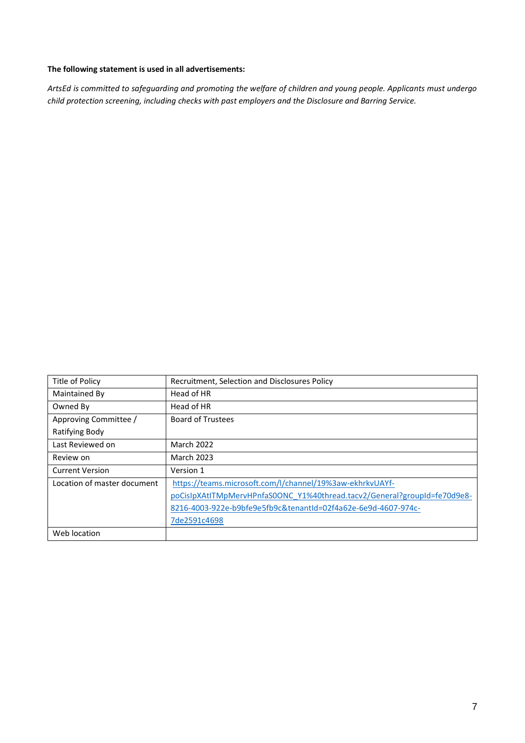**The following statement is used in all advertisements:**

*ArtsEd is committed to safeguarding and promoting the welfare of children and young people. Applicants must undergo child protection screening, including checks with past employers and the Disclosure and Barring Service.*

| | |
|---|---|
| Title of Policy | Recruitment, Selection and Disclosures Policy |
| Maintained By | Head of HR |
| Owned By | Head of HR |
| Approving Committee / Ratifying Body | Board of Trustees |
| Last Reviewed on | March 2022 |
| Review on | March 2023 |
| Current Version | Version 1 |
| Location of master document | https://teams.microsoft.com/l/channel/19%3aw-ekhrkvUAYf-poCisIpXAtITMpMervHPnfaS0ONC_Y1%40thread.tacv2/General?groupId=fe70d9e8-8216-4003-922e-b9bfe9e5fb9c&tenantId=02f4a62e-6e9d-4607-974c-7de2591c4698 |
| Web location | |